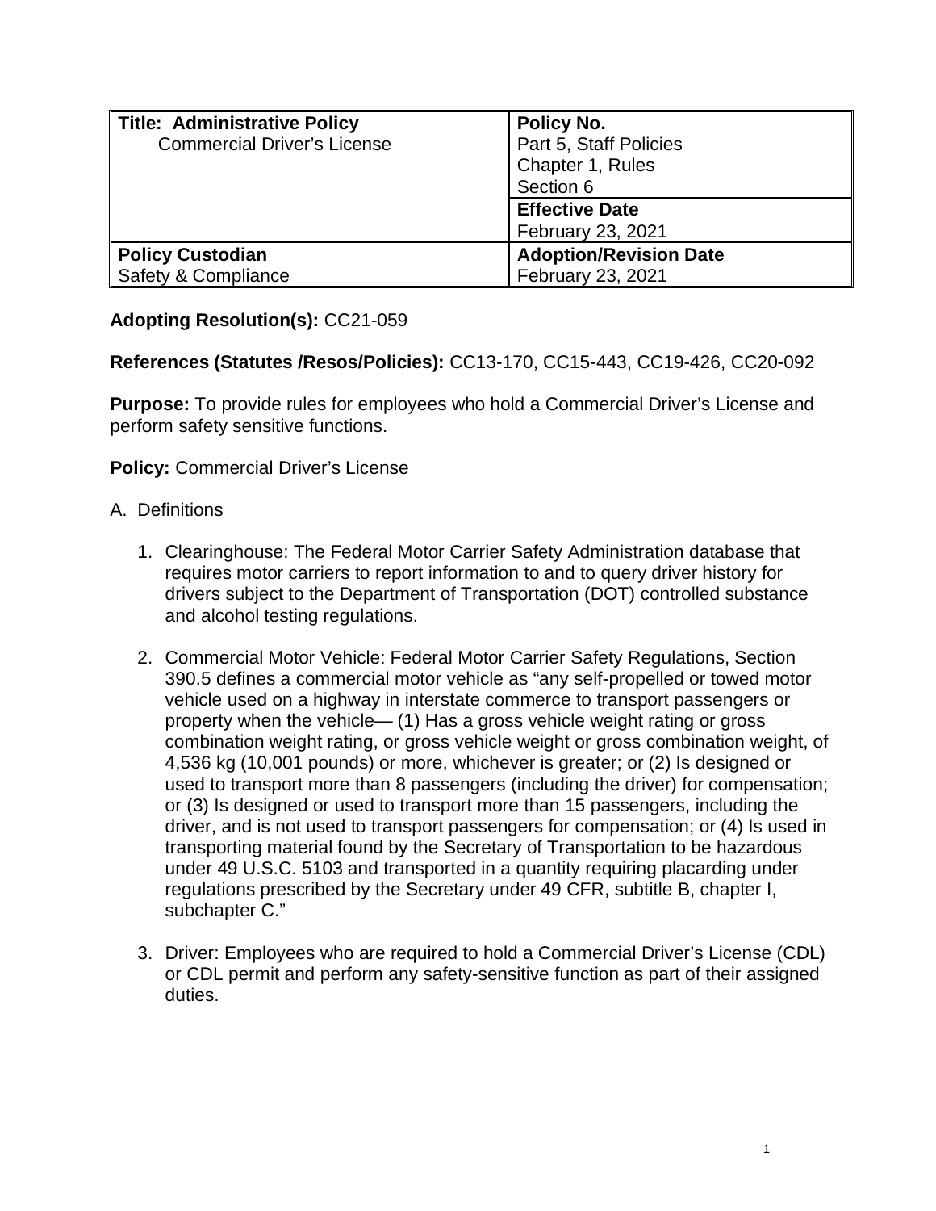| Title: Administrative Policy<br>Commercial Driver's License | Policy No.<br>Part 5, Staff Policies<br>Chapter 1, Rules<br>Section 6 |
| --- | --- |
| | **Effective Date**<br>February 23, 2021 |
| **Policy Custodian**<br>Safety & Compliance | **Adoption/Revision Date**<br>February 23, 2021 |

**Adopting Resolution(s):** CC21-059

**References (Statutes /Resos/Policies):** CC13-170, CC15-443, CC19-426, CC20-092

**Purpose:** To provide rules for employees who hold a Commercial Driver's License and perform safety sensitive functions.

**Policy:** Commercial Driver's License

A. Definitions

1. Clearinghouse: The Federal Motor Carrier Safety Administration database that requires motor carriers to report information to and to query driver history for drivers subject to the Department of Transportation (DOT) controlled substance and alcohol testing regulations.

2. Commercial Motor Vehicle: Federal Motor Carrier Safety Regulations, Section 390.5 defines a commercial motor vehicle as "any self-propelled or towed motor vehicle used on a highway in interstate commerce to transport passengers or property when the vehicle— (1) Has a gross vehicle weight rating or gross combination weight rating, or gross vehicle weight or gross combination weight, of 4,536 kg (10,001 pounds) or more, whichever is greater; or (2) Is designed or used to transport more than 8 passengers (including the driver) for compensation; or (3) Is designed or used to transport more than 15 passengers, including the driver, and is not used to transport passengers for compensation; or (4) Is used in transporting material found by the Secretary of Transportation to be hazardous under 49 U.S.C. 5103 and transported in a quantity requiring placarding under regulations prescribed by the Secretary under 49 CFR, subtitle B, chapter I, subchapter C."

3. Driver: Employees who are required to hold a Commercial Driver's License (CDL) or CDL permit and perform any safety-sensitive function as part of their assigned duties.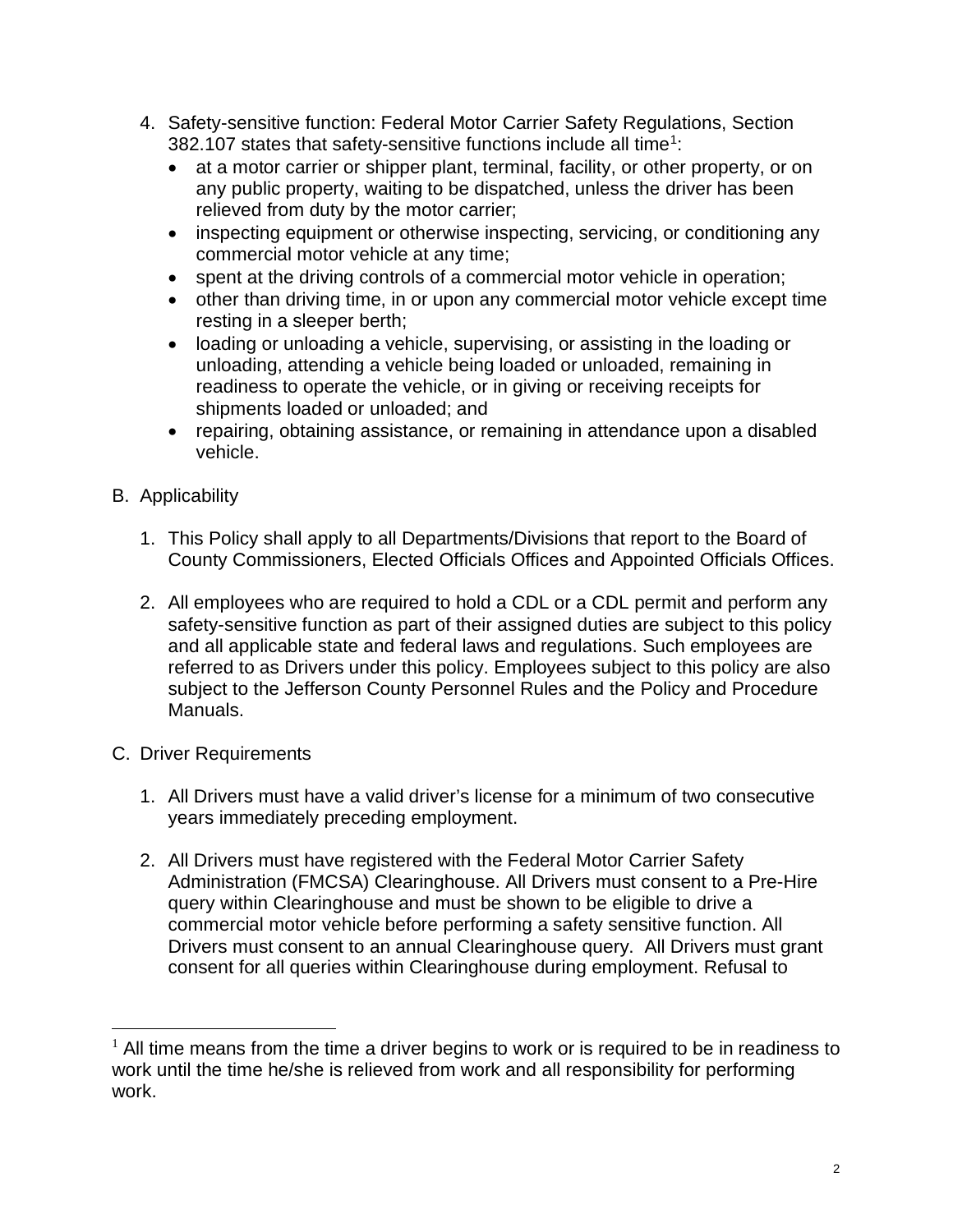4. Safety-sensitive function: Federal Motor Carrier Safety Regulations, Section 382.107 states that safety-sensitive functions include all time[1]:
   - at a motor carrier or shipper plant, terminal, facility, or other property, or on any public property, waiting to be dispatched, unless the driver has been relieved from duty by the motor carrier;
   - inspecting equipment or otherwise inspecting, servicing, or conditioning any commercial motor vehicle at any time;
   - spent at the driving controls of a commercial motor vehicle in operation;
   - other than driving time, in or upon any commercial motor vehicle except time resting in a sleeper berth;
   - loading or unloading a vehicle, supervising, or assisting in the loading or unloading, attending a vehicle being loaded or unloaded, remaining in readiness to operate the vehicle, or in giving or receiving receipts for shipments loaded or unloaded; and
   - repairing, obtaining assistance, or remaining in attendance upon a disabled vehicle.

B. Applicability

1. This Policy shall apply to all Departments/Divisions that report to the Board of County Commissioners, Elected Officials Offices and Appointed Officials Offices.

2. All employees who are required to hold a CDL or a CDL permit and perform any safety-sensitive function as part of their assigned duties are subject to this policy and all applicable state and federal laws and regulations. Such employees are referred to as Drivers under this policy. Employees subject to this policy are also subject to the Jefferson County Personnel Rules and the Policy and Procedure Manuals.

C. Driver Requirements

1. All Drivers must have a valid driver's license for a minimum of two consecutive years immediately preceding employment.

2. All Drivers must have registered with the Federal Motor Carrier Safety Administration (FMCSA) Clearinghouse. All Drivers must consent to a Pre-Hire query within Clearinghouse and must be shown to be eligible to drive a commercial motor vehicle before performing a safety sensitive function. All Drivers must consent to an annual Clearinghouse query. All Drivers must grant consent for all queries within Clearinghouse during employment. Refusal to

[1] All time means from the time a driver begins to work or is required to be in readiness to work until the time he/she is relieved from work and all responsibility for performing work.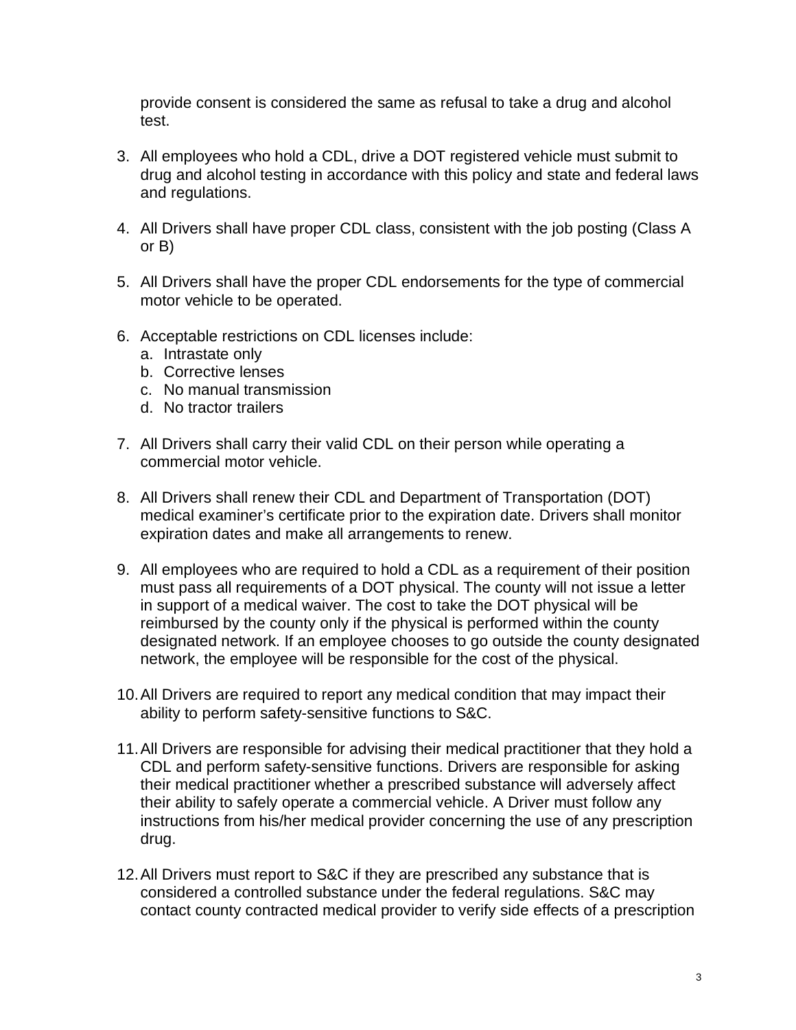provide consent is considered the same as refusal to take a drug and alcohol test.

3. All employees who hold a CDL, drive a DOT registered vehicle must submit to drug and alcohol testing in accordance with this policy and state and federal laws and regulations.

4. All Drivers shall have proper CDL class, consistent with the job posting (Class A or B)

5. All Drivers shall have the proper CDL endorsements for the type of commercial motor vehicle to be operated.

6. Acceptable restrictions on CDL licenses include:
   a. Intrastate only
   b. Corrective lenses
   c. No manual transmission
   d. No tractor trailers

7. All Drivers shall carry their valid CDL on their person while operating a commercial motor vehicle.

8. All Drivers shall renew their CDL and Department of Transportation (DOT) medical examiner's certificate prior to the expiration date. Drivers shall monitor expiration dates and make all arrangements to renew.

9. All employees who are required to hold a CDL as a requirement of their position must pass all requirements of a DOT physical. The county will not issue a letter in support of a medical waiver. The cost to take the DOT physical will be reimbursed by the county only if the physical is performed within the county designated network. If an employee chooses to go outside the county designated network, the employee will be responsible for the cost of the physical.

10. All Drivers are required to report any medical condition that may impact their ability to perform safety-sensitive functions to S&C.

11. All Drivers are responsible for advising their medical practitioner that they hold a CDL and perform safety-sensitive functions. Drivers are responsible for asking their medical practitioner whether a prescribed substance will adversely affect their ability to safely operate a commercial vehicle. A Driver must follow any instructions from his/her medical provider concerning the use of any prescription drug.

12. All Drivers must report to S&C if they are prescribed any substance that is considered a controlled substance under the federal regulations. S&C may contact county contracted medical provider to verify side effects of a prescription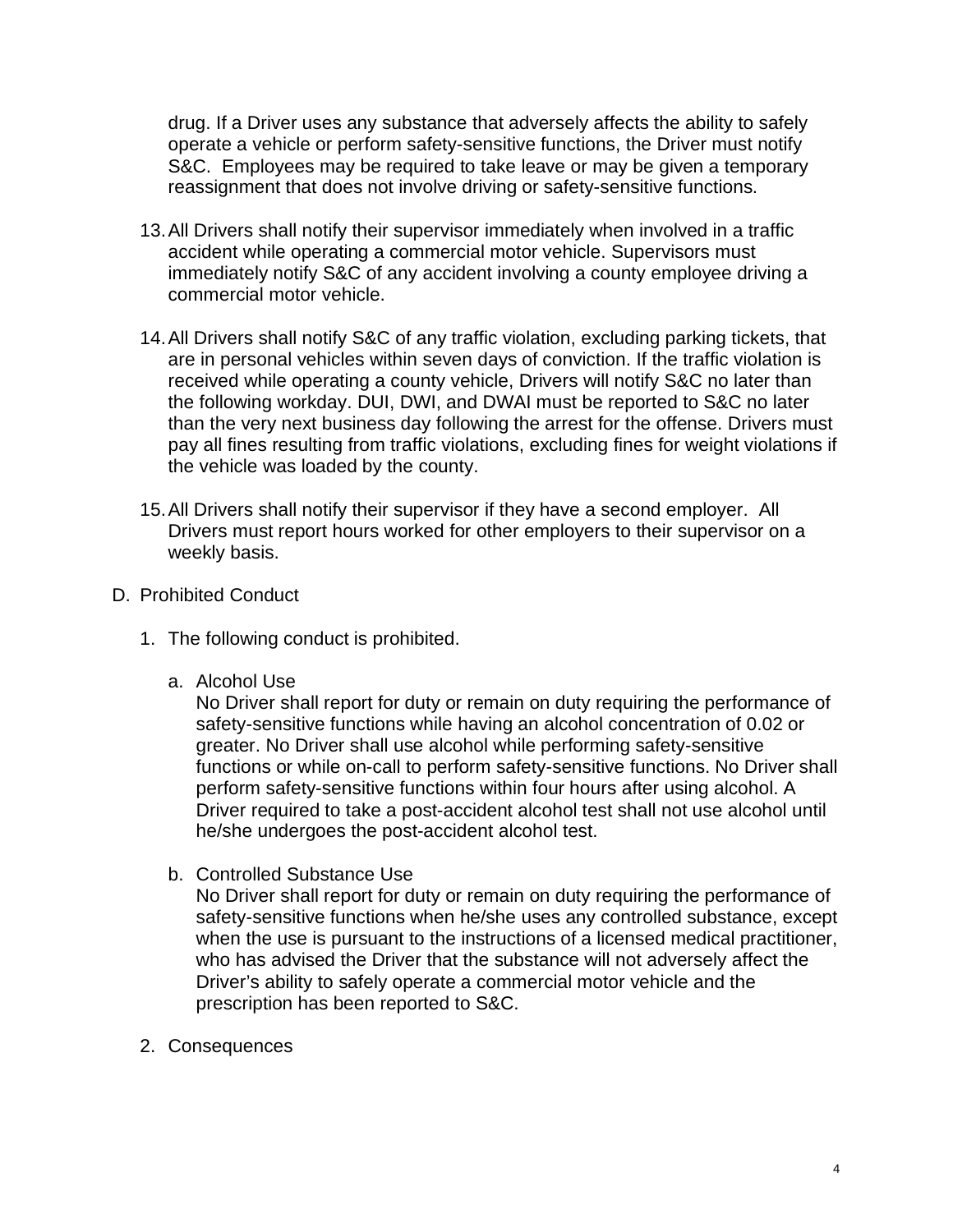drug. If a Driver uses any substance that adversely affects the ability to safely operate a vehicle or perform safety-sensitive functions, the Driver must notify S&C. Employees may be required to take leave or may be given a temporary reassignment that does not involve driving or safety-sensitive functions.

13. All Drivers shall notify their supervisor immediately when involved in a traffic accident while operating a commercial motor vehicle. Supervisors must immediately notify S&C of any accident involving a county employee driving a commercial motor vehicle.

14. All Drivers shall notify S&C of any traffic violation, excluding parking tickets, that are in personal vehicles within seven days of conviction. If the traffic violation is received while operating a county vehicle, Drivers will notify S&C no later than the following workday. DUI, DWI, and DWAI must be reported to S&C no later than the very next business day following the arrest for the offense. Drivers must pay all fines resulting from traffic violations, excluding fines for weight violations if the vehicle was loaded by the county.

15. All Drivers shall notify their supervisor if they have a second employer. All Drivers must report hours worked for other employers to their supervisor on a weekly basis.

D. Prohibited Conduct

1. The following conduct is prohibited.

   a. Alcohol Use
   No Driver shall report for duty or remain on duty requiring the performance of safety-sensitive functions while having an alcohol concentration of 0.02 or greater. No Driver shall use alcohol while performing safety-sensitive functions or while on-call to perform safety-sensitive functions. No Driver shall perform safety-sensitive functions within four hours after using alcohol. A Driver required to take a post-accident alcohol test shall not use alcohol until he/she undergoes the post-accident alcohol test.

   b. Controlled Substance Use
   No Driver shall report for duty or remain on duty requiring the performance of safety-sensitive functions when he/she uses any controlled substance, except when the use is pursuant to the instructions of a licensed medical practitioner, who has advised the Driver that the substance will not adversely affect the Driver's ability to safely operate a commercial motor vehicle and the prescription has been reported to S&C.

2. Consequences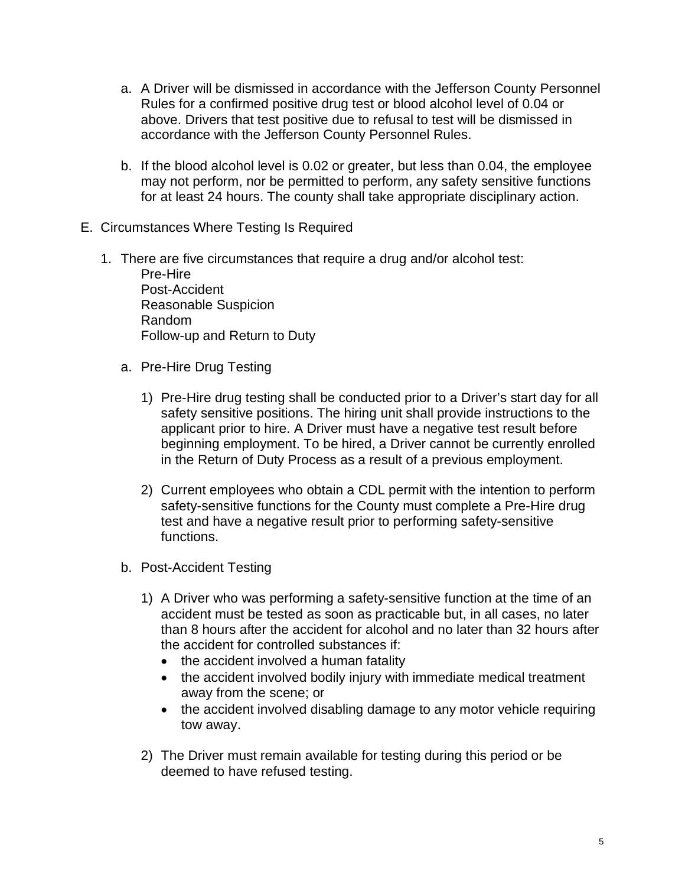a. A Driver will be dismissed in accordance with the Jefferson County Personnel Rules for a confirmed positive drug test or blood alcohol level of 0.04 or above. Drivers that test positive due to refusal to test will be dismissed in accordance with the Jefferson County Personnel Rules.

b. If the blood alcohol level is 0.02 or greater, but less than 0.04, the employee may not perform, nor be permitted to perform, any safety sensitive functions for at least 24 hours. The county shall take appropriate disciplinary action.

E. Circumstances Where Testing Is Required

1. There are five circumstances that require a drug and/or alcohol test:
   Pre-Hire
   Post-Accident
   Reasonable Suspicion
   Random
   Follow-up and Return to Duty

   a. Pre-Hire Drug Testing

      1) Pre-Hire drug testing shall be conducted prior to a Driver's start day for all safety sensitive positions. The hiring unit shall provide instructions to the applicant prior to hire. A Driver must have a negative test result before beginning employment. To be hired, a Driver cannot be currently enrolled in the Return of Duty Process as a result of a previous employment.

      2) Current employees who obtain a CDL permit with the intention to perform safety-sensitive functions for the County must complete a Pre-Hire drug test and have a negative result prior to performing safety-sensitive functions.

   b. Post-Accident Testing

      1) A Driver who was performing a safety-sensitive function at the time of an accident must be tested as soon as practicable but, in all cases, no later than 8 hours after the accident for alcohol and no later than 32 hours after the accident for controlled substances if:
         - the accident involved a human fatality
         - the accident involved bodily injury with immediate medical treatment away from the scene; or
         - the accident involved disabling damage to any motor vehicle requiring tow away.

      2) The Driver must remain available for testing during this period or be deemed to have refused testing.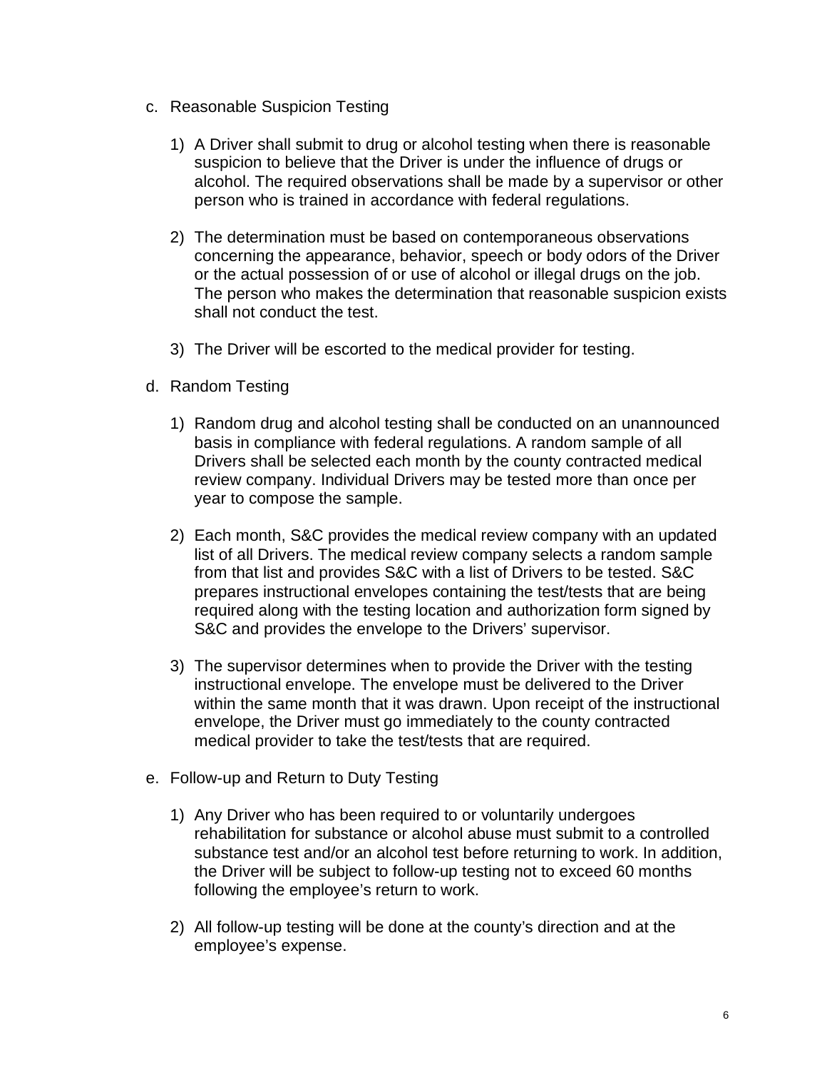c. Reasonable Suspicion Testing

1) A Driver shall submit to drug or alcohol testing when there is reasonable suspicion to believe that the Driver is under the influence of drugs or alcohol. The required observations shall be made by a supervisor or other person who is trained in accordance with federal regulations.

2) The determination must be based on contemporaneous observations concerning the appearance, behavior, speech or body odors of the Driver or the actual possession of or use of alcohol or illegal drugs on the job. The person who makes the determination that reasonable suspicion exists shall not conduct the test.

3) The Driver will be escorted to the medical provider for testing.

d. Random Testing

1) Random drug and alcohol testing shall be conducted on an unannounced basis in compliance with federal regulations. A random sample of all Drivers shall be selected each month by the county contracted medical review company. Individual Drivers may be tested more than once per year to compose the sample.

2) Each month, S&C provides the medical review company with an updated list of all Drivers. The medical review company selects a random sample from that list and provides S&C with a list of Drivers to be tested. S&C prepares instructional envelopes containing the test/tests that are being required along with the testing location and authorization form signed by S&C and provides the envelope to the Drivers' supervisor.

3) The supervisor determines when to provide the Driver with the testing instructional envelope. The envelope must be delivered to the Driver within the same month that it was drawn. Upon receipt of the instructional envelope, the Driver must go immediately to the county contracted medical provider to take the test/tests that are required.

e. Follow-up and Return to Duty Testing

1) Any Driver who has been required to or voluntarily undergoes rehabilitation for substance or alcohol abuse must submit to a controlled substance test and/or an alcohol test before returning to work. In addition, the Driver will be subject to follow-up testing not to exceed 60 months following the employee's return to work.

2) All follow-up testing will be done at the county's direction and at the employee's expense.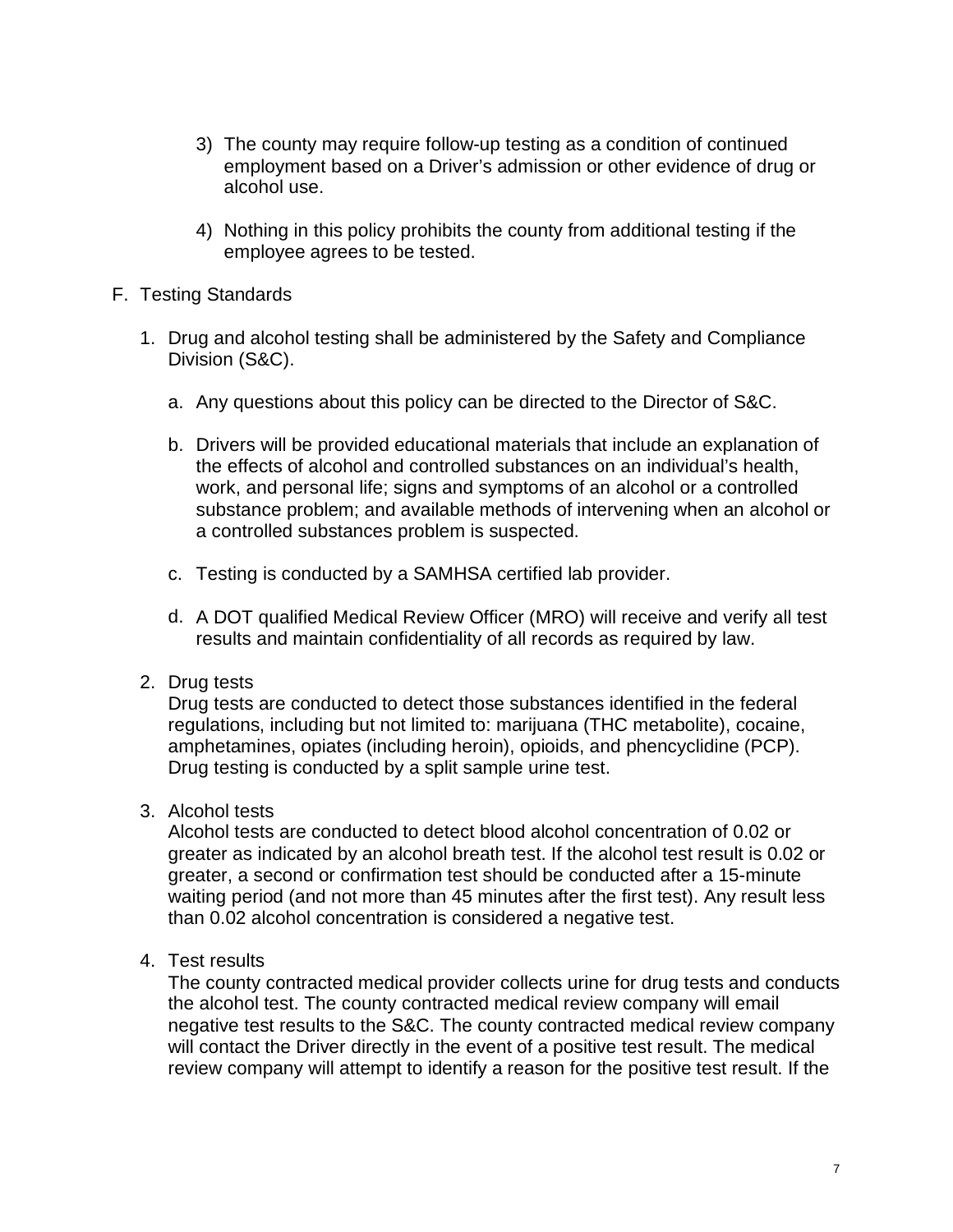3) The county may require follow-up testing as a condition of continued employment based on a Driver's admission or other evidence of drug or alcohol use.

4) Nothing in this policy prohibits the county from additional testing if the employee agrees to be tested.

F. Testing Standards

1. Drug and alcohol testing shall be administered by the Safety and Compliance Division (S&C).

   a. Any questions about this policy can be directed to the Director of S&C.

   b. Drivers will be provided educational materials that include an explanation of the effects of alcohol and controlled substances on an individual's health, work, and personal life; signs and symptoms of an alcohol or a controlled substance problem; and available methods of intervening when an alcohol or a controlled substances problem is suspected.

   c. Testing is conducted by a SAMHSA certified lab provider.

   d. A DOT qualified Medical Review Officer (MRO) will receive and verify all test results and maintain confidentiality of all records as required by law.

2. Drug tests
   Drug tests are conducted to detect those substances identified in the federal regulations, including but not limited to: marijuana (THC metabolite), cocaine, amphetamines, opiates (including heroin), opioids, and phencyclidine (PCP). Drug testing is conducted by a split sample urine test.

3. Alcohol tests
   Alcohol tests are conducted to detect blood alcohol concentration of 0.02 or greater as indicated by an alcohol breath test. If the alcohol test result is 0.02 or greater, a second or confirmation test should be conducted after a 15-minute waiting period (and not more than 45 minutes after the first test). Any result less than 0.02 alcohol concentration is considered a negative test.

4. Test results
   The county contracted medical provider collects urine for drug tests and conducts the alcohol test. The county contracted medical review company will email negative test results to the S&C. The county contracted medical review company will contact the Driver directly in the event of a positive test result. The medical review company will attempt to identify a reason for the positive test result. If the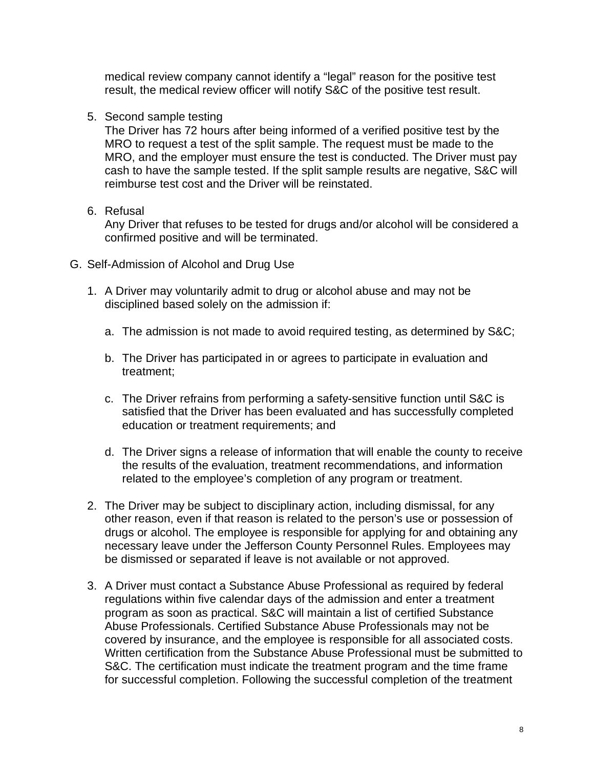medical review company cannot identify a “legal” reason for the positive test result, the medical review officer will notify S&C of the positive test result.

5. Second sample testing
   The Driver has 72 hours after being informed of a verified positive test by the MRO to request a test of the split sample. The request must be made to the MRO, and the employer must ensure the test is conducted. The Driver must pay cash to have the sample tested. If the split sample results are negative, S&C will reimburse test cost and the Driver will be reinstated.

6. Refusal
   Any Driver that refuses to be tested for drugs and/or alcohol will be considered a confirmed positive and will be terminated.

G. Self-Admission of Alcohol and Drug Use

1. A Driver may voluntarily admit to drug or alcohol abuse and may not be disciplined based solely on the admission if:

   a. The admission is not made to avoid required testing, as determined by S&C;

   b. The Driver has participated in or agrees to participate in evaluation and treatment;

   c. The Driver refrains from performing a safety-sensitive function until S&C is satisfied that the Driver has been evaluated and has successfully completed education or treatment requirements; and

   d. The Driver signs a release of information that will enable the county to receive the results of the evaluation, treatment recommendations, and information related to the employee’s completion of any program or treatment.

2. The Driver may be subject to disciplinary action, including dismissal, for any other reason, even if that reason is related to the person’s use or possession of drugs or alcohol. The employee is responsible for applying for and obtaining any necessary leave under the Jefferson County Personnel Rules. Employees may be dismissed or separated if leave is not available or not approved.

3. A Driver must contact a Substance Abuse Professional as required by federal regulations within five calendar days of the admission and enter a treatment program as soon as practical. S&C will maintain a list of certified Substance Abuse Professionals. Certified Substance Abuse Professionals may not be covered by insurance, and the employee is responsible for all associated costs. Written certification from the Substance Abuse Professional must be submitted to S&C. The certification must indicate the treatment program and the time frame for successful completion. Following the successful completion of the treatment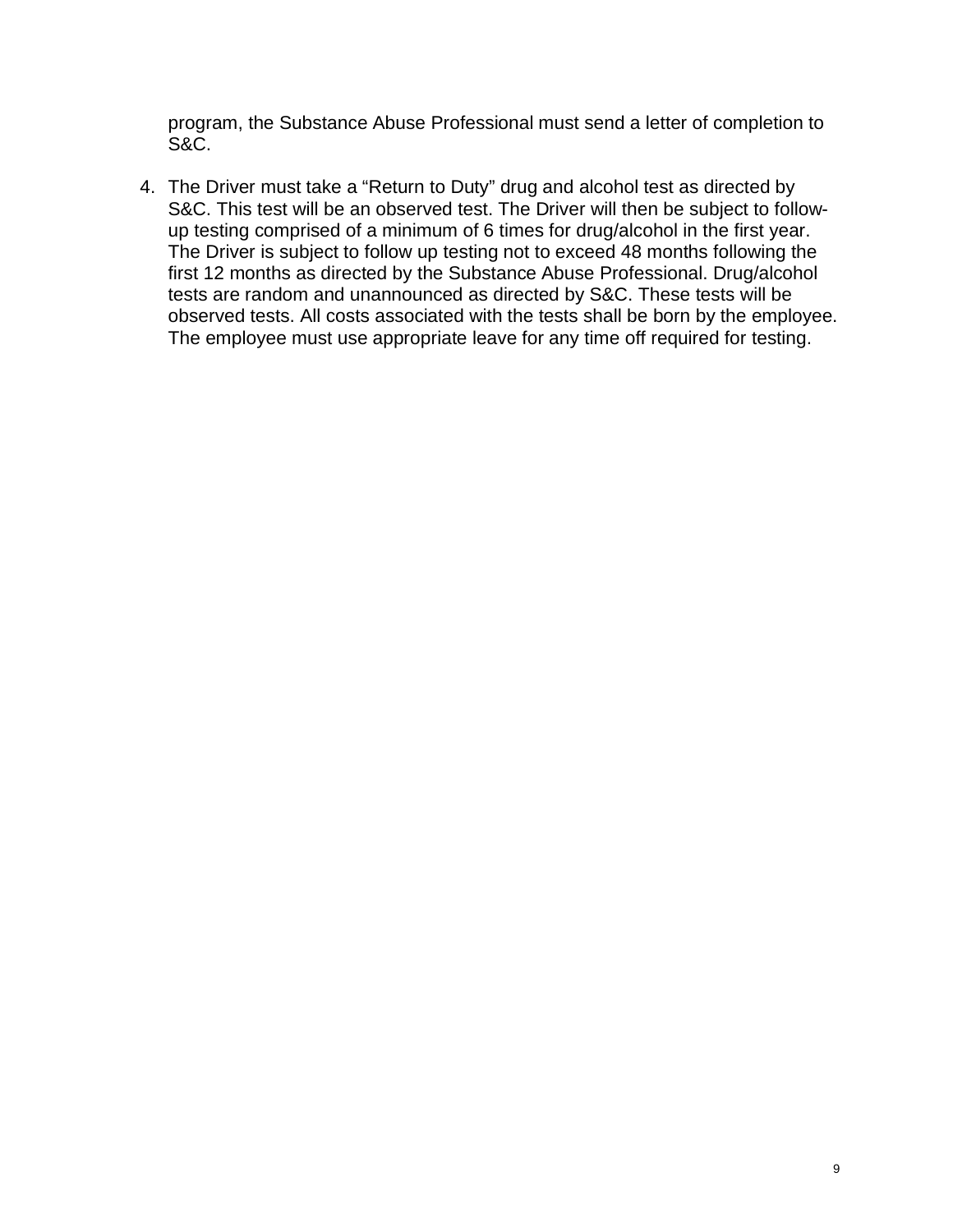program, the Substance Abuse Professional must send a letter of completion to S&C.

4. The Driver must take a “Return to Duty” drug and alcohol test as directed by S&C. This test will be an observed test. The Driver will then be subject to follow-up testing comprised of a minimum of 6 times for drug/alcohol in the first year. The Driver is subject to follow up testing not to exceed 48 months following the first 12 months as directed by the Substance Abuse Professional. Drug/alcohol tests are random and unannounced as directed by S&C. These tests will be observed tests. All costs associated with the tests shall be born by the employee. The employee must use appropriate leave for any time off required for testing.